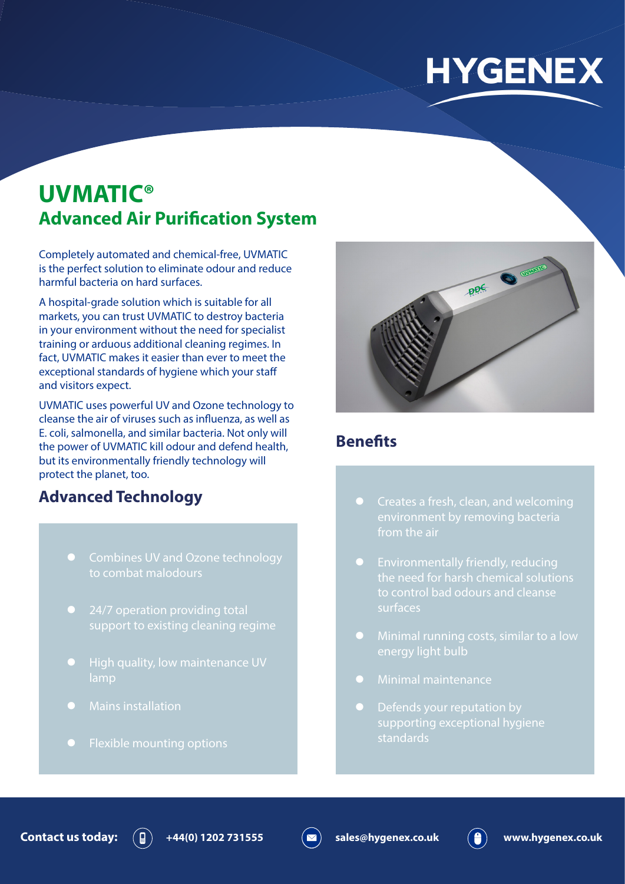HYGENEX

# UVMATIC®

## Advanced Air Purification System

Completely automated and chemical-free, UVMATIC is the perfect solution to eliminate odour and reduce harmful bacteria on hard surfaces.

A hospital-grade solution which is suitable for all markets, you can trust UVMATIC to destroy bacteria in your environment without the need for specialist training or arduous additional cleaning regimes. In fact, UVMATIC makes it easier than ever to meet the exceptional standards of hygiene which your staff and visitors expect.

UVMATIC uses powerful UV and Ozone technology to cleanse the air of viruses such as influenza, as well as E. coli, salmonella, and similar bacteria. Not only will the power of UVMATIC kill odour and defend health, but its environmentally friendly technology will protect the planet, too.

### Advanced Technology

- Combines UV and Ozone technology to combat malodours
- 24/7 operation providing total support to existing cleaning regime
- High quality, low maintenance UV lamp
- Mains installation
- Flexible mounting options

### Benefits

- Creates a fresh, clean, and welcoming environment by removing bacteria from the air
- Environmentally friendly, reducing the need for harsh chemical solutions to control bad odours and cleanse surfaces
- Minimal running costs, similar to a low energy light bulb
- Minimal maintenance
- Defends your reputation by supporting exceptional hygiene standards

**Contact us today:** **+44(0) 1202 731555** **sales@hygenex.co.uk** **www.hygenex.co.uk**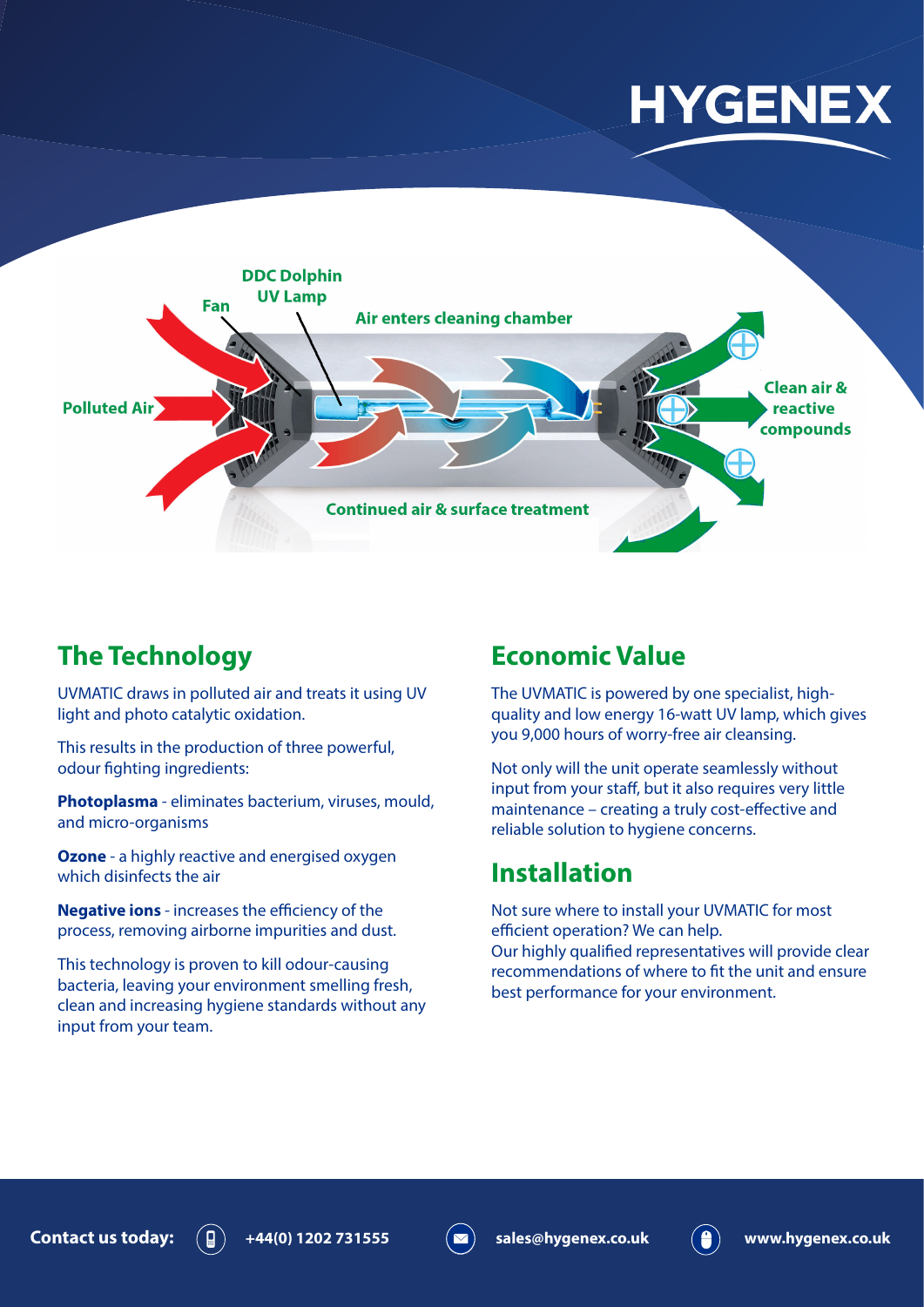HYGENEX

DDC Dolphin UV Lamp

Fan

Air enters cleaning chamber

Polluted Air

Clean air & reactive compounds

Continued air & surface treatment

## The Technology

UVMATIC draws in polluted air and treats it using UV light and photo catalytic oxidation.

This results in the production of three powerful, odour fighting ingredients:

**Photoplasma** - eliminates bacterium, viruses, mould, and micro-organisms

**Ozone** - a highly reactive and energised oxygen which disinfects the air

**Negative ions** - increases the efficiency of the process, removing airborne impurities and dust.

This technology is proven to kill odour-causing bacteria, leaving your environment smelling fresh, clean and increasing hygiene standards without any input from your team.

## Economic Value

The UVMATIC is powered by one specialist, high-quality and low energy 16-watt UV lamp, which gives you 9,000 hours of worry-free air cleansing.

Not only will the unit operate seamlessly without input from your staff, but it also requires very little maintenance – creating a truly cost-effective and reliable solution to hygiene concerns.

## Installation

Not sure where to install your UVMATIC for most efficient operation? We can help.
Our highly qualified representatives will provide clear recommendations of where to fit the unit and ensure best performance for your environment.

**Contact us today:** **+44(0) 1202 731555** **sales@hygenex.co.uk** **www.hygenex.co.uk**